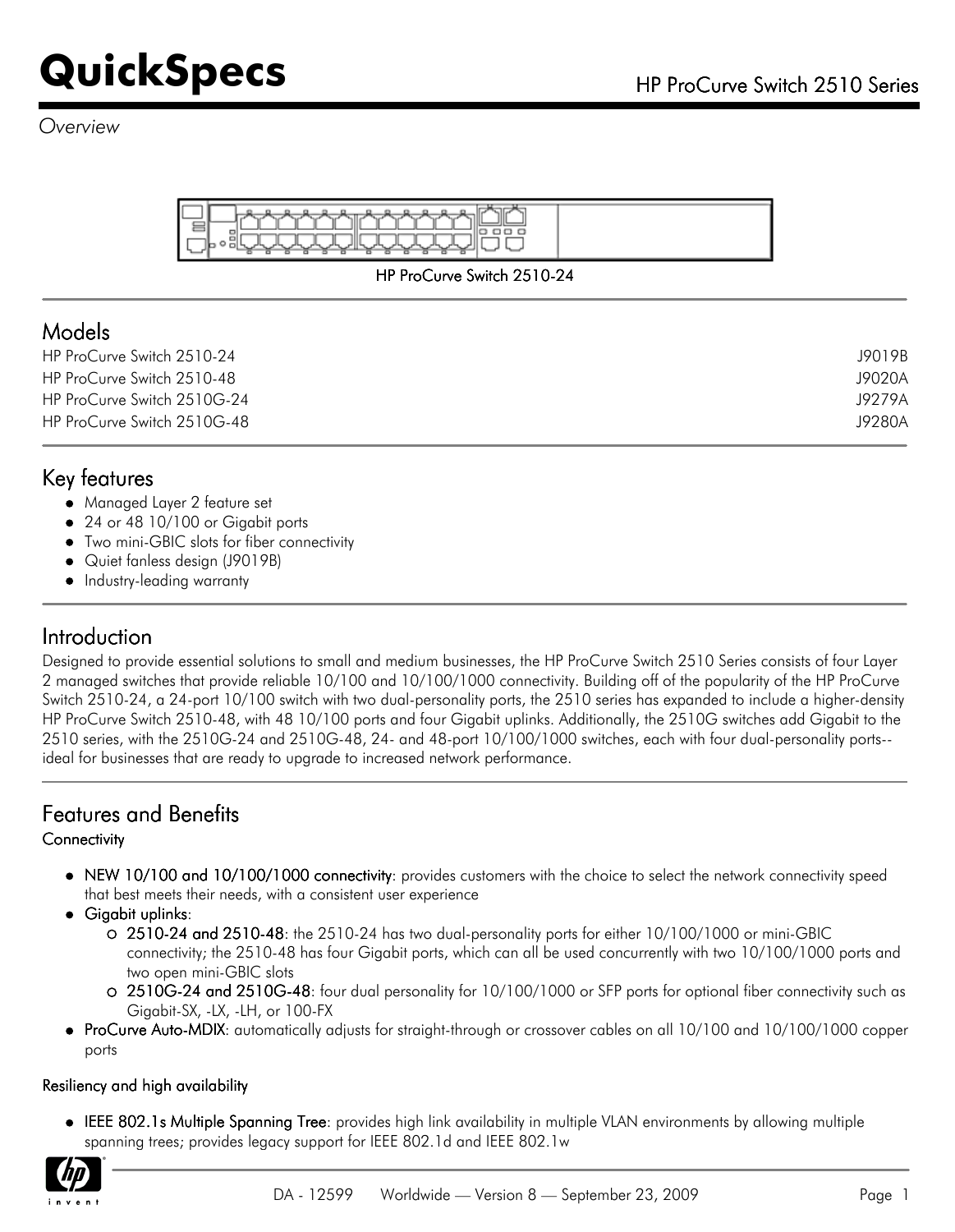# QuickSpecs

## HP ProCurve Switch 2510 Series

*Overview*

HP ProCurve Switch 2510-24

## Models

| | |
|---|---|
| HP ProCurve Switch 2510-24 | J9019B |
| HP ProCurve Switch 2510-48 | J9020A |
| HP ProCurve Switch 2510G-24 | J9279A |
| HP ProCurve Switch 2510G-48 | J9280A |

## Key features

- Managed Layer 2 feature set
- 24 or 48 10/100 or Gigabit ports
- Two mini-GBIC slots for fiber connectivity
- Quiet fanless design (J9019B)
- Industry-leading warranty

## Introduction

Designed to provide essential solutions to small and medium businesses, the HP ProCurve Switch 2510 Series consists of four Layer 2 managed switches that provide reliable 10/100 and 10/100/1000 connectivity. Building off of the popularity of the HP ProCurve Switch 2510-24, a 24-port 10/100 switch with two dual-personality ports, the 2510 series has expanded to include a higher-density HP ProCurve Switch 2510-48, with 48 10/100 ports and four Gigabit uplinks. Additionally, the 2510G switches add Gigabit to the 2510 series, with the 2510G-24 and 2510G-48, 24- and 48-port 10/100/1000 switches, each with four dual-personality ports--ideal for businesses that are ready to upgrade to increased network performance.

## Features and Benefits

### Connectivity

- **NEW 10/100 and 10/100/1000 connectivity**: provides customers with the choice to select the network connectivity speed that best meets their needs, with a consistent user experience
- **Gigabit uplinks**:
  - **2510-24 and 2510-48**: the 2510-24 has two dual-personality ports for either 10/100/1000 or mini-GBIC connectivity; the 2510-48 has four Gigabit ports, which can all be used concurrently with two 10/100/1000 ports and two open mini-GBIC slots
  - **2510G-24 and 2510G-48**: four dual personality for 10/100/1000 or SFP ports for optional fiber connectivity such as Gigabit-SX, -LX, -LH, or 100-FX
- **ProCurve Auto-MDIX**: automatically adjusts for straight-through or crossover cables on all 10/100 and 10/100/1000 copper ports

### Resiliency and high availability

- **IEEE 802.1s Multiple Spanning Tree**: provides high link availability in multiple VLAN environments by allowing multiple spanning trees; provides legacy support for IEEE 802.1d and IEEE 802.1w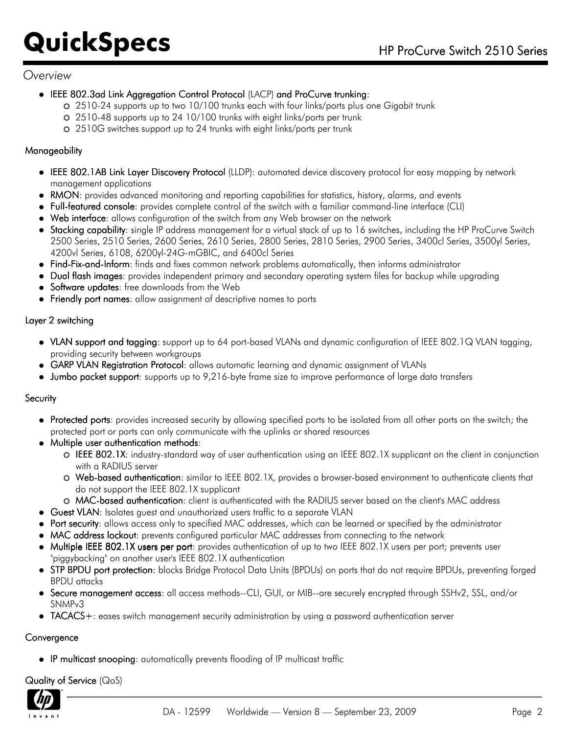*Overview*

- **IEEE 802.3ad Link Aggregation Control Protocol** (LACP) **and ProCurve trunking**:
  - 2510-24 supports up to two 10/100 trunks each with four links/ports plus one Gigabit trunk
  - 2510-48 supports up to 24 10/100 trunks with eight links/ports per trunk
  - 2510G switches support up to 24 trunks with eight links/ports per trunk

### Manageability

- **IEEE 802.1AB Link Layer Discovery Protocol** (LLDP): automated device discovery protocol for easy mapping by network management applications
- **RMON**: provides advanced monitoring and reporting capabilities for statistics, history, alarms, and events
- **Full-featured console**: provides complete control of the switch with a familiar command-line interface (CLI)
- **Web interface**: allows configuration of the switch from any Web browser on the network
- **Stacking capability**: single IP address management for a virtual stack of up to 16 switches, including the HP ProCurve Switch 2500 Series, 2510 Series, 2600 Series, 2610 Series, 2800 Series, 2810 Series, 2900 Series, 3400cl Series, 3500yl Series, 4200vl Series, 6108, 6200yl-24G-mGBIC, and 6400cl Series
- **Find-Fix-and-Inform**: finds and fixes common network problems automatically, then informs administrator
- **Dual flash images**: provides independent primary and secondary operating system files for backup while upgrading
- **Software updates**: free downloads from the Web
- **Friendly port names**: allow assignment of descriptive names to ports

### Layer 2 switching

- **VLAN support and tagging**: support up to 64 port-based VLANs and dynamic configuration of IEEE 802.1Q VLAN tagging, providing security between workgroups
- **GARP VLAN Registration Protocol**: allows automatic learning and dynamic assignment of VLANs
- **Jumbo packet support**: supports up to 9,216-byte frame size to improve performance of large data transfers

### Security

- **Protected ports**: provides increased security by allowing specified ports to be isolated from all other ports on the switch; the protected port or ports can only communicate with the uplinks or shared resources
- **Multiple user authentication methods**:
  - **IEEE 802.1X**: industry-standard way of user authentication using an IEEE 802.1X supplicant on the client in conjunction with a RADIUS server
  - **Web-based authentication**: similar to IEEE 802.1X, provides a browser-based environment to authenticate clients that do not support the IEEE 802.1X supplicant
  - **MAC-based authentication**: client is authenticated with the RADIUS server based on the client's MAC address
- **Guest VLAN**: Isolates guest and unauthorized users traffic to a separate VLAN
- **Port security**: allows access only to specified MAC addresses, which can be learned or specified by the administrator
- **MAC address lockout**: prevents configured particular MAC addresses from connecting to the network
- **Multiple IEEE 802.1X users per port**: provides authentication of up to two IEEE 802.1X users per port; prevents user "piggybacking" on another user's IEEE 802.1X authentication
- **STP BPDU port protection**: blocks Bridge Protocol Data Units (BPDUs) on ports that do not require BPDUs, preventing forged BPDU attacks
- **Secure management access**: all access methods--CLI, GUI, or MIB--are securely encrypted through SSHv2, SSL, and/or SNMPv3
- **TACACS+**: eases switch management security administration by using a password authentication server

### Convergence

- **IP multicast snooping**: automatically prevents flooding of IP multicast traffic

### Quality of Service (QoS)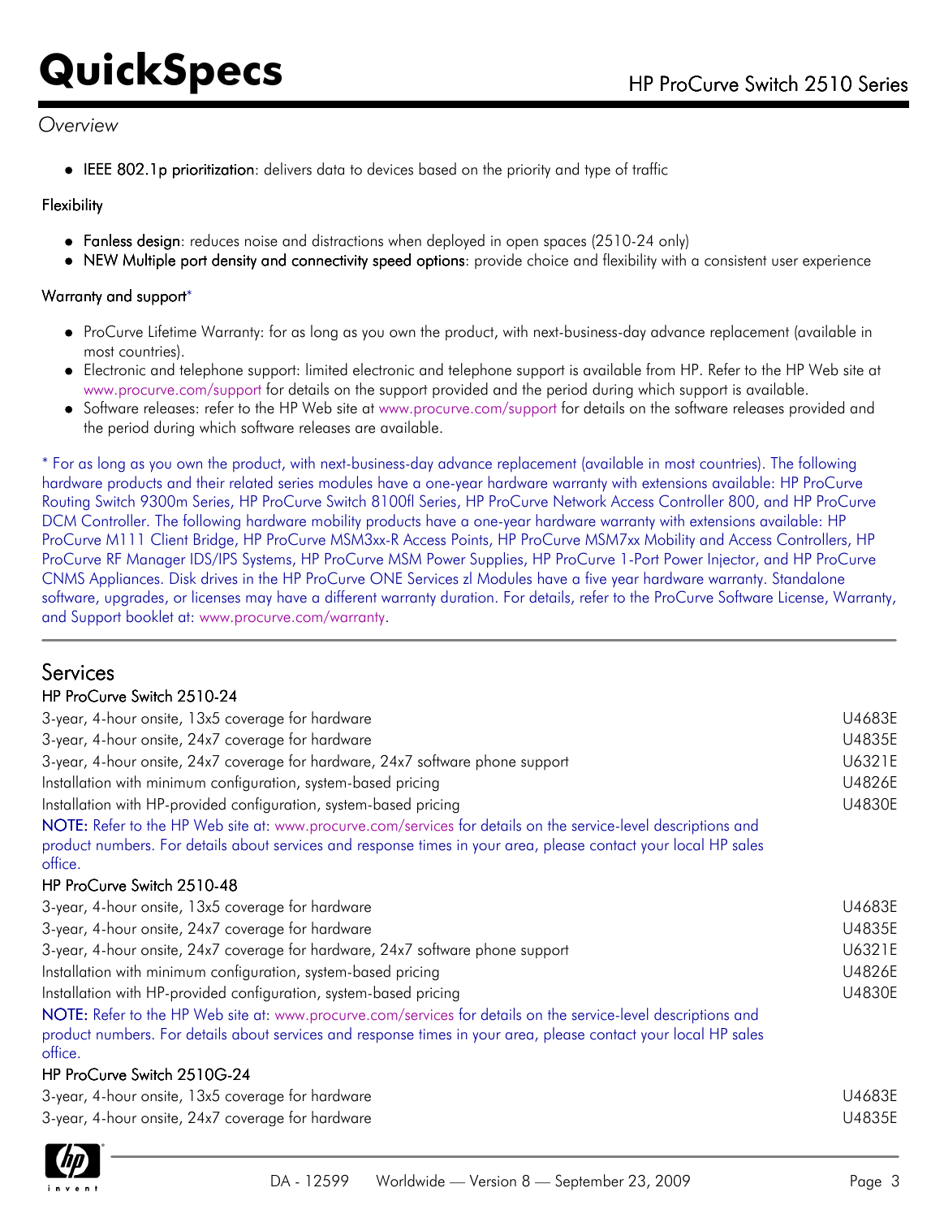## Overview

- **IEEE 802.1p prioritization**: delivers data to devices based on the priority and type of traffic

### Flexibility

- **Fanless design**: reduces noise and distractions when deployed in open spaces (2510-24 only)
- **NEW Multiple port density and connectivity speed options**: provide choice and flexibility with a consistent user experience

### Warranty and support*

- ProCurve Lifetime Warranty: for as long as you own the product, with next-business-day advance replacement (available in most countries).
- Electronic and telephone support: limited electronic and telephone support is available from HP. Refer to the HP Web site at www.procurve.com/support for details on the support provided and the period during which support is available.
- Software releases: refer to the HP Web site at www.procurve.com/support for details on the software releases provided and the period during which software releases are available.

* For as long as you own the product, with next-business-day advance replacement (available in most countries). The following hardware products and their related series modules have a one-year hardware warranty with extensions available: HP ProCurve Routing Switch 9300m Series, HP ProCurve Switch 8100fl Series, HP ProCurve Network Access Controller 800, and HP ProCurve DCM Controller. The following hardware mobility products have a one-year hardware warranty with extensions available: HP ProCurve M111 Client Bridge, HP ProCurve MSM3xx-R Access Points, HP ProCurve MSM7xx Mobility and Access Controllers, HP ProCurve RF Manager IDS/IPS Systems, HP ProCurve MSM Power Supplies, HP ProCurve 1-Port Power Injector, and HP ProCurve CNMS Appliances. Disk drives in the HP ProCurve ONE Services zl Modules have a five year hardware warranty. Standalone software, upgrades, or licenses may have a different warranty duration. For details, refer to the ProCurve Software License, Warranty, and Support booklet at: www.procurve.com/warranty.

## Services

### HP ProCurve Switch 2510-24

| | |
|---|---|
| 3-year, 4-hour onsite, 13x5 coverage for hardware | U4683E |
| 3-year, 4-hour onsite, 24x7 coverage for hardware | U4835E |
| 3-year, 4-hour onsite, 24x7 coverage for hardware, 24x7 software phone support | U6321E |
| Installation with minimum configuration, system-based pricing | U4826E |
| Installation with HP-provided configuration, system-based pricing | U4830E |

NOTE: Refer to the HP Web site at: www.procurve.com/services for details on the service-level descriptions and product numbers. For details about services and response times in your area, please contact your local HP sales office.

### HP ProCurve Switch 2510-48

| | |
|---|---|
| 3-year, 4-hour onsite, 13x5 coverage for hardware | U4683E |
| 3-year, 4-hour onsite, 24x7 coverage for hardware | U4835E |
| 3-year, 4-hour onsite, 24x7 coverage for hardware, 24x7 software phone support | U6321E |
| Installation with minimum configuration, system-based pricing | U4826E |
| Installation with HP-provided configuration, system-based pricing | U4830E |

NOTE: Refer to the HP Web site at: www.procurve.com/services for details on the service-level descriptions and product numbers. For details about services and response times in your area, please contact your local HP sales office.

### HP ProCurve Switch 2510G-24

| | |
|---|---|
| 3-year, 4-hour onsite, 13x5 coverage for hardware | U4683E |
| 3-year, 4-hour onsite, 24x7 coverage for hardware | U4835E |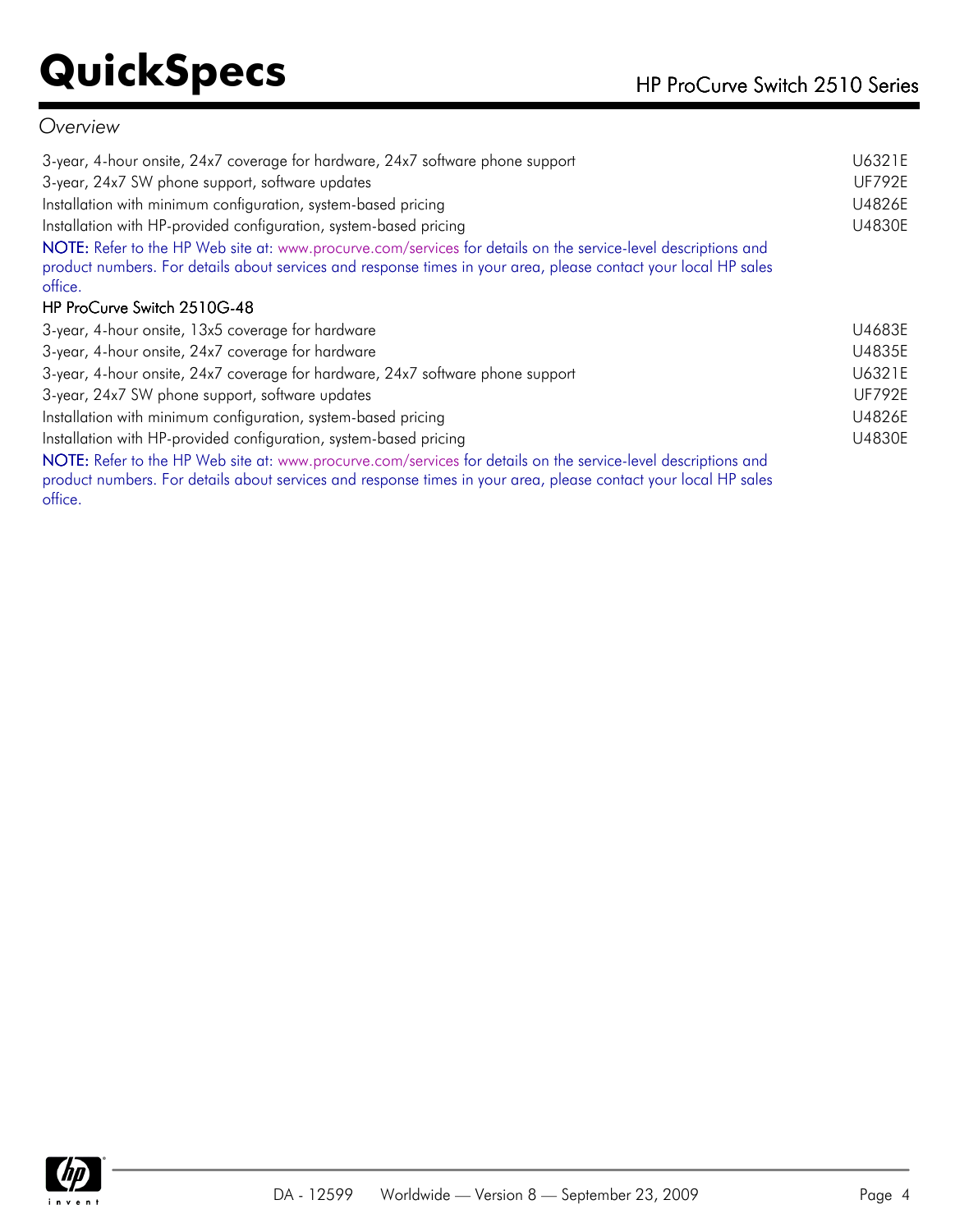*Overview*

| | |
|---|---|
| 3-year, 4-hour onsite, 24x7 coverage for hardware, 24x7 software phone support | U6321E |
| 3-year, 24x7 SW phone support, software updates | UF792E |
| Installation with minimum configuration, system-based pricing | U4826E |
| Installation with HP-provided configuration, system-based pricing | U4830E |

**NOTE:** Refer to the HP Web site at: www.procurve.com/services for details on the service-level descriptions and product numbers. For details about services and response times in your area, please contact your local HP sales office.

**HP ProCurve Switch 2510G-48**

| | |
|---|---|
| 3-year, 4-hour onsite, 13x5 coverage for hardware | U4683E |
| 3-year, 4-hour onsite, 24x7 coverage for hardware | U4835E |
| 3-year, 4-hour onsite, 24x7 coverage for hardware, 24x7 software phone support | U6321E |
| 3-year, 24x7 SW phone support, software updates | UF792E |
| Installation with minimum configuration, system-based pricing | U4826E |
| Installation with HP-provided configuration, system-based pricing | U4830E |

**NOTE:** Refer to the HP Web site at: www.procurve.com/services for details on the service-level descriptions and product numbers. For details about services and response times in your area, please contact your local HP sales office.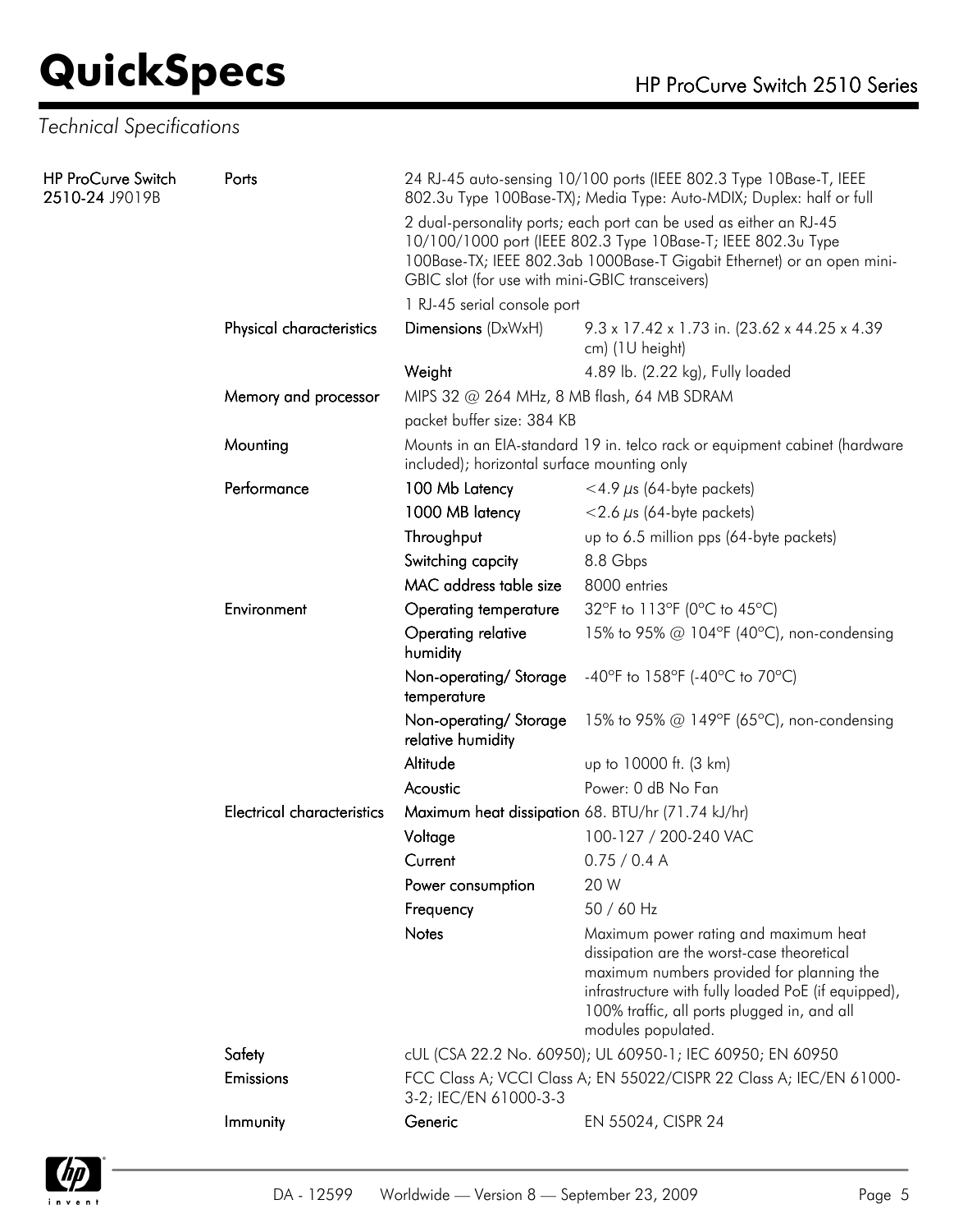*Technical Specifications*

| | | | |
|---|---|---|---|
| **HP ProCurve Switch 2510-24** J9019B | Ports | 24 RJ-45 auto-sensing 10/100 ports (IEEE 802.3 Type 10Base-T, IEEE 802.3u Type 100Base-TX); Media Type: Auto-MDIX; Duplex: half or full | |
| | | 2 dual-personality ports; each port can be used as either an RJ-45 10/100/1000 port (IEEE 802.3 Type 10Base-T; IEEE 802.3u Type 100Base-TX; IEEE 802.3ab 1000Base-T Gigabit Ethernet) or an open mini-GBIC slot (for use with mini-GBIC transceivers) | |
| | | 1 RJ-45 serial console port | |
| | Physical characteristics | Dimensions (DxWxH) | 9.3 x 17.42 x 1.73 in. (23.62 x 44.25 x 4.39 cm) (1U height) |
| | | Weight | 4.89 lb. (2.22 kg), Fully loaded |
| | Memory and processor | MIPS 32 @ 264 MHz, 8 MB flash, 64 MB SDRAM | |
| | | packet buffer size: 384 KB | |
| | Mounting | Mounts in an EIA-standard 19 in. telco rack or equipment cabinet (hardware included); horizontal surface mounting only | |
| | Performance | 100 Mb Latency | <4.9 µs (64-byte packets) |
| | | 1000 MB latency | <2.6 µs (64-byte packets) |
| | | Throughput | up to 6.5 million pps (64-byte packets) |
| | | Switching capcity | 8.8 Gbps |
| | | MAC address table size | 8000 entries |
| | Environment | Operating temperature | 32ºF to 113ºF (0ºC to 45ºC) |
| | | Operating relative humidity | 15% to 95% @ 104ºF (40ºC), non-condensing |
| | | Non-operating/ Storage temperature | -40ºF to 158ºF (-40ºC to 70ºC) |
| | | Non-operating/ Storage relative humidity | 15% to 95% @ 149ºF (65ºC), non-condensing |
| | | Altitude | up to 10000 ft. (3 km) |
| | | Acoustic | Power: 0 dB No Fan |
| | Electrical characteristics | Maximum heat dissipation | 68. BTU/hr (71.74 kJ/hr) |
| | | Voltage | 100-127 / 200-240 VAC |
| | | Current | 0.75 / 0.4 A |
| | | Power consumption | 20 W |
| | | Frequency | 50 / 60 Hz |
| | | Notes | Maximum power rating and maximum heat dissipation are the worst-case theoretical maximum numbers provided for planning the infrastructure with fully loaded PoE (if equipped), 100% traffic, all ports plugged in, and all modules populated. |
| | Safety | cUL (CSA 22.2 No. 60950); UL 60950-1; IEC 60950; EN 60950 | |
| | Emissions | FCC Class A; VCCI Class A; EN 55022/CISPR 22 Class A; IEC/EN 61000-3-2; IEC/EN 61000-3-3 | |
| | Immunity | Generic | EN 55024, CISPR 24 |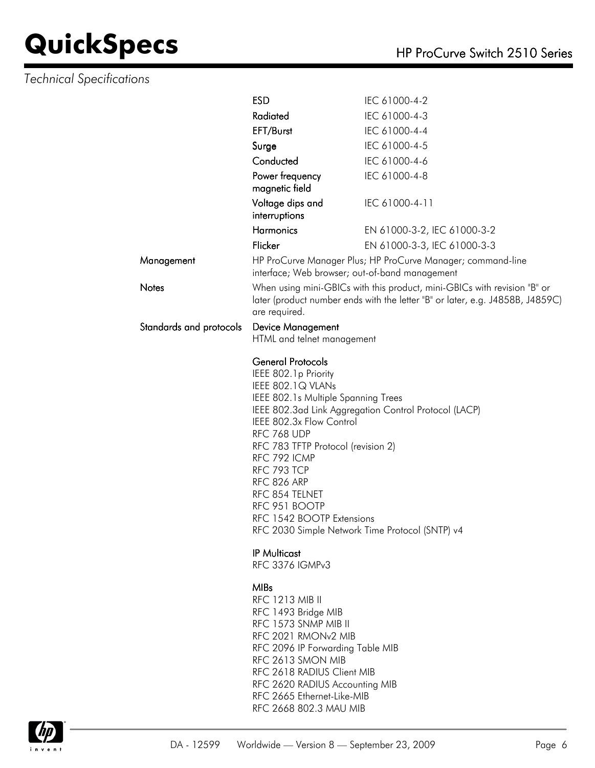*Technical Specifications*

| | | |
|---|---|---|
| | ESD | IEC 61000-4-2 |
| | Radiated | IEC 61000-4-3 |
| | EFT/Burst | IEC 61000-4-4 |
| | Surge | IEC 61000-4-5 |
| | Conducted | IEC 61000-4-6 |
| | Power frequency magnetic field | IEC 61000-4-8 |
| | Voltage dips and interruptions | IEC 61000-4-11 |
| | Harmonics | EN 61000-3-2, IEC 61000-3-2 |
| | Flicker | EN 61000-3-3, IEC 61000-3-3 |

**Management**

HP ProCurve Manager Plus; HP ProCurve Manager; command-line interface; Web browser; out-of-band management

**Notes**

When using mini-GBICs with this product, mini-GBICs with revision "B" or later (product number ends with the letter "B" or later, e.g. J4858B, J4859C) are required.

**Standards and protocols**

**Device Management**

HTML and telnet management

**General Protocols**

IEEE 802.1p Priority
IEEE 802.1Q VLANs
IEEE 802.1s Multiple Spanning Trees
IEEE 802.3ad Link Aggregation Control Protocol (LACP)
IEEE 802.3x Flow Control
RFC 768 UDP
RFC 783 TFTP Protocol (revision 2)
RFC 792 ICMP
RFC 793 TCP
RFC 826 ARP
RFC 854 TELNET
RFC 951 BOOTP
RFC 1542 BOOTP Extensions
RFC 2030 Simple Network Time Protocol (SNTP) v4

**IP Multicast**

RFC 3376 IGMPv3

**MIBs**

RFC 1213 MIB II
RFC 1493 Bridge MIB
RFC 1573 SNMP MIB II
RFC 2021 RMONv2 MIB
RFC 2096 IP Forwarding Table MIB
RFC 2613 SMON MIB
RFC 2618 RADIUS Client MIB
RFC 2620 RADIUS Accounting MIB
RFC 2665 Ethernet-Like-MIB
RFC 2668 802.3 MAU MIB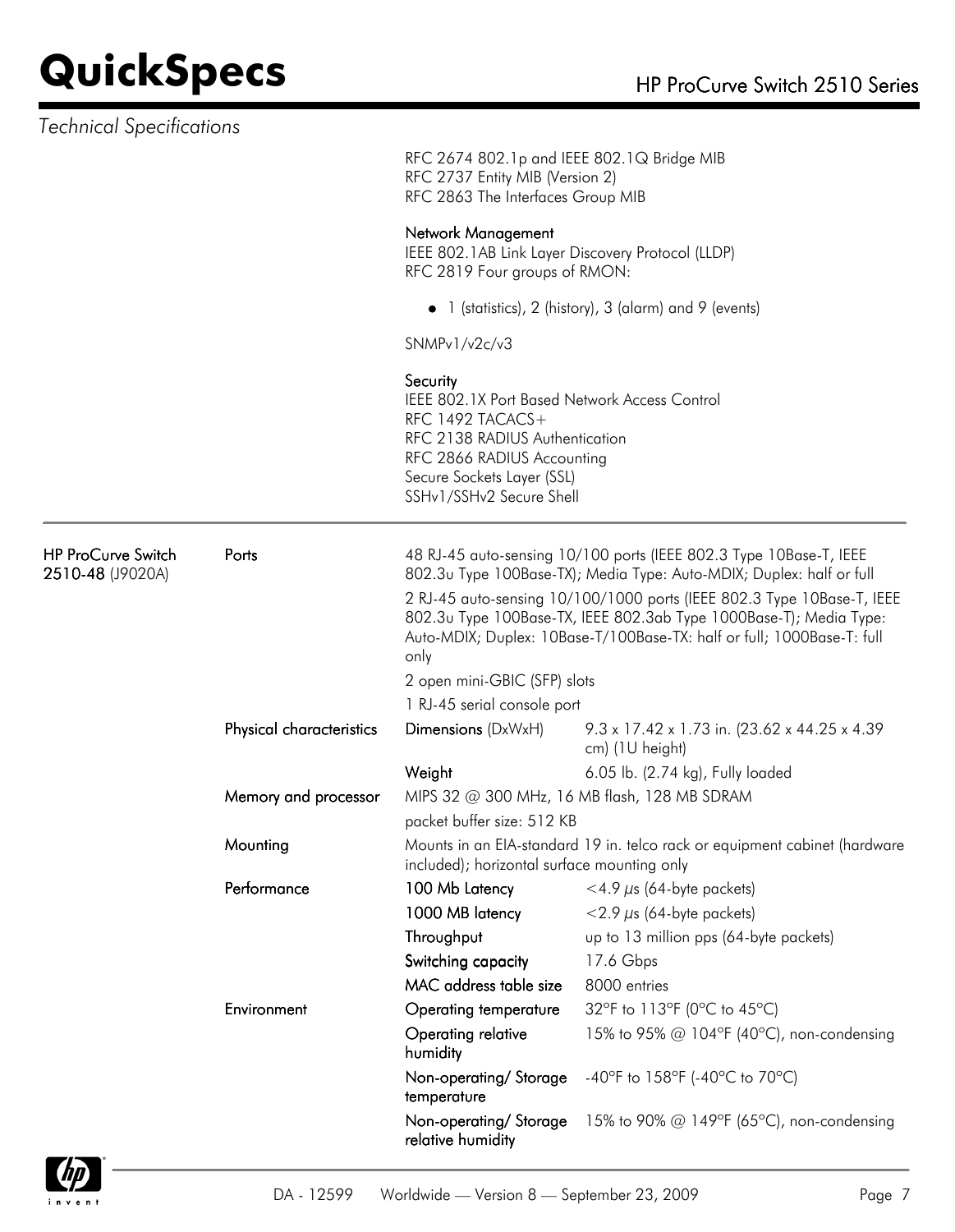*Technical Specifications*

RFC 2674 802.1p and IEEE 802.1Q Bridge MIB
RFC 2737 Entity MIB (Version 2)
RFC 2863 The Interfaces Group MIB

**Network Management**
IEEE 802.1AB Link Layer Discovery Protocol (LLDP)
RFC 2819 Four groups of RMON:

- 1 (statistics), 2 (history), 3 (alarm) and 9 (events)

SNMPv1/v2c/v3

**Security**
IEEE 802.1X Port Based Network Access Control
RFC 1492 TACACS+
RFC 2138 RADIUS Authentication
RFC 2866 RADIUS Accounting
Secure Sockets Layer (SSL)
SSHv1/SSHv2 Secure Shell

| | | | |
|---|---|---|---|
| **HP ProCurve Switch 2510-48** (J9020A) | **Ports** | 48 RJ-45 auto-sensing 10/100 ports (IEEE 802.3 Type 10Base-T, IEEE 802.3u Type 100Base-TX); Media Type: Auto-MDIX; Duplex: half or full | |
| | | 2 RJ-45 auto-sensing 10/100/1000 ports (IEEE 802.3 Type 10Base-T, IEEE 802.3u Type 100Base-TX, IEEE 802.3ab Type 1000Base-T); Media Type: Auto-MDIX; Duplex: 10Base-T/100Base-TX: half or full; 1000Base-T: full only | |
| | | 2 open mini-GBIC (SFP) slots | |
| | | 1 RJ-45 serial console port | |
| | **Physical characteristics** | **Dimensions** (DxWxH) | 9.3 x 17.42 x 1.73 in. (23.62 x 44.25 x 4.39 cm) (1U height) |
| | | **Weight** | 6.05 lb. (2.74 kg), Fully loaded |
| | **Memory and processor** | MIPS 32 @ 300 MHz, 16 MB flash, 128 MB SDRAM | |
| | | packet buffer size: 512 KB | |
| | **Mounting** | Mounts in an EIA-standard 19 in. telco rack or equipment cabinet (hardware included); horizontal surface mounting only | |
| | **Performance** | **100 Mb Latency** | <4.9 µs (64-byte packets) |
| | | **1000 MB latency** | <2.9 µs (64-byte packets) |
| | | **Throughput** | up to 13 million pps (64-byte packets) |
| | | **Switching capacity** | 17.6 Gbps |
| | | **MAC address table size** | 8000 entries |
| | **Environment** | **Operating temperature** | 32ºF to 113ºF (0ºC to 45ºC) |
| | | **Operating relative humidity** | 15% to 95% @ 104ºF (40ºC), non-condensing |
| | | **Non-operating/ Storage temperature** | -40ºF to 158ºF (-40ºC to 70ºC) |
| | | **Non-operating/ Storage relative humidity** | 15% to 90% @ 149ºF (65ºC), non-condensing |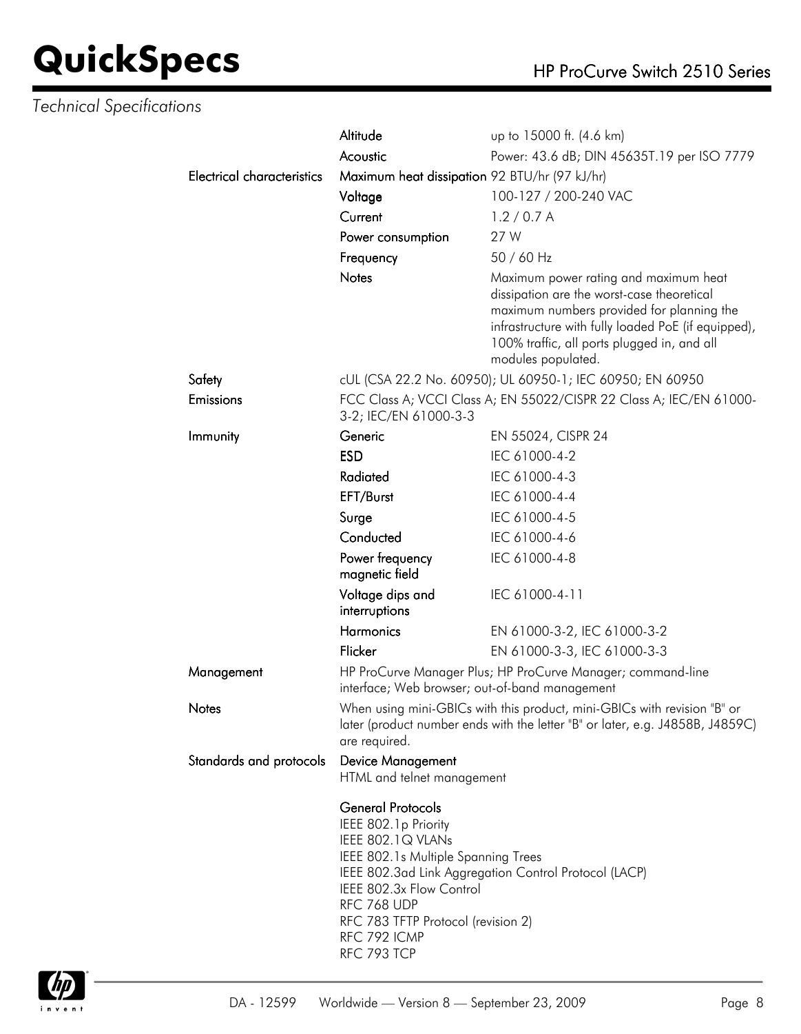*Technical Specifications*

| | | |
|---|---|---|
| | **Altitude** | up to 15000 ft. (4.6 km) |
| | **Acoustic** | Power: 43.6 dB; DIN 45635T.19 per ISO 7779 |
| **Electrical characteristics** | **Maximum heat dissipation** | 92 BTU/hr (97 kJ/hr) |
| | **Voltage** | 100-127 / 200-240 VAC |
| | **Current** | 1.2 / 0.7 A |
| | **Power consumption** | 27 W |
| | **Frequency** | 50 / 60 Hz |
| | **Notes** | Maximum power rating and maximum heat dissipation are the worst-case theoretical maximum numbers provided for planning the infrastructure with fully loaded PoE (if equipped), 100% traffic, all ports plugged in, and all modules populated. |
| **Safety** | cUL (CSA 22.2 No. 60950); UL 60950-1; IEC 60950; EN 60950 | |
| **Emissions** | FCC Class A; VCCI Class A; EN 55022/CISPR 22 Class A; IEC/EN 61000-3-2; IEC/EN 61000-3-3 | |
| **Immunity** | **Generic** | EN 55024, CISPR 24 |
| | **ESD** | IEC 61000-4-2 |
| | **Radiated** | IEC 61000-4-3 |
| | **EFT/Burst** | IEC 61000-4-4 |
| | **Surge** | IEC 61000-4-5 |
| | **Conducted** | IEC 61000-4-6 |
| | **Power frequency magnetic field** | IEC 61000-4-8 |
| | **Voltage dips and interruptions** | IEC 61000-4-11 |
| | **Harmonics** | EN 61000-3-2, IEC 61000-3-2 |
| | **Flicker** | EN 61000-3-3, IEC 61000-3-3 |
| **Management** | HP ProCurve Manager Plus; HP ProCurve Manager; command-line interface; Web browser; out-of-band management | |
| **Notes** | When using mini-GBICs with this product, mini-GBICs with revision "B" or later (product number ends with the letter "B" or later, e.g. J4858B, J4859C) are required. | |

**Standards and protocols**

**Device Management**
HTML and telnet management

**General Protocols**
IEEE 802.1p Priority
IEEE 802.1Q VLANs
IEEE 802.1s Multiple Spanning Trees
IEEE 802.3ad Link Aggregation Control Protocol (LACP)
IEEE 802.3x Flow Control
RFC 768 UDP
RFC 783 TFTP Protocol (revision 2)
RFC 792 ICMP
RFC 793 TCP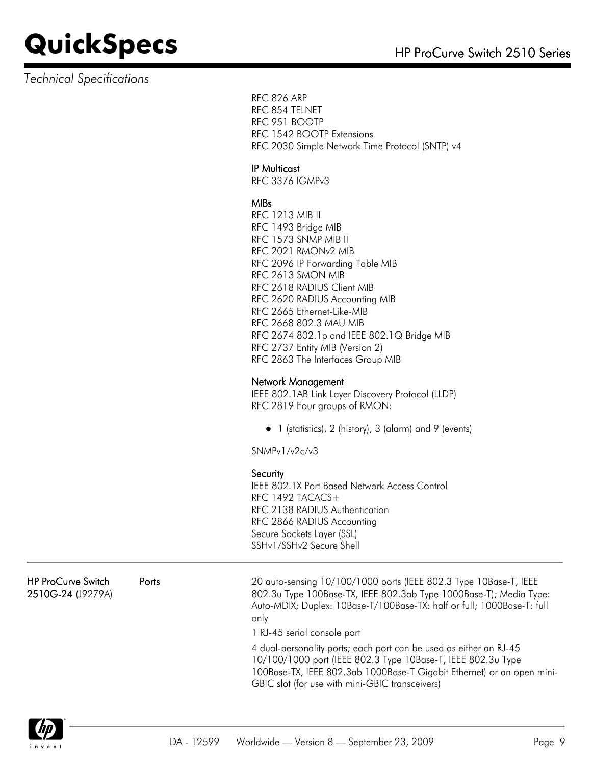RFC 826 ARP
RFC 854 TELNET
RFC 951 BOOTP
RFC 1542 BOOTP Extensions
RFC 2030 Simple Network Time Protocol (SNTP) v4

**IP Multicast**
RFC 3376 IGMPv3

**MIBs**
RFC 1213 MIB II
RFC 1493 Bridge MIB
RFC 1573 SNMP MIB II
RFC 2021 RMONv2 MIB
RFC 2096 IP Forwarding Table MIB
RFC 2613 SMON MIB
RFC 2618 RADIUS Client MIB
RFC 2620 RADIUS Accounting MIB
RFC 2665 Ethernet-Like-MIB
RFC 2668 802.3 MAU MIB
RFC 2674 802.1p and IEEE 802.1Q Bridge MIB
RFC 2737 Entity MIB (Version 2)
RFC 2863 The Interfaces Group MIB

**Network Management**
IEEE 802.1AB Link Layer Discovery Protocol (LLDP)
RFC 2819 Four groups of RMON:

- 1 (statistics), 2 (history), 3 (alarm) and 9 (events)

SNMPv1/v2c/v3

**Security**
IEEE 802.1X Port Based Network Access Control
RFC 1492 TACACS+
RFC 2138 RADIUS Authentication
RFC 2866 RADIUS Accounting
Secure Sockets Layer (SSL)
SSHv1/SSHv2 Secure Shell

---

**HP ProCurve Switch 2510G-24** (J9279A)

**Ports**

20 auto-sensing 10/100/1000 ports (IEEE 802.3 Type 10Base-T, IEEE 802.3u Type 100Base-TX, IEEE 802.3ab Type 1000Base-T); Media Type: Auto-MDIX; Duplex: 10Base-T/100Base-TX: half or full; 1000Base-T: full only

1 RJ-45 serial console port

4 dual-personality ports; each port can be used as either an RJ-45 10/100/1000 port (IEEE 802.3 Type 10Base-T, IEEE 802.3u Type 100Base-TX, IEEE 802.3ab 1000Base-T Gigabit Ethernet) or an open mini-GBIC slot (for use with mini-GBIC transceivers)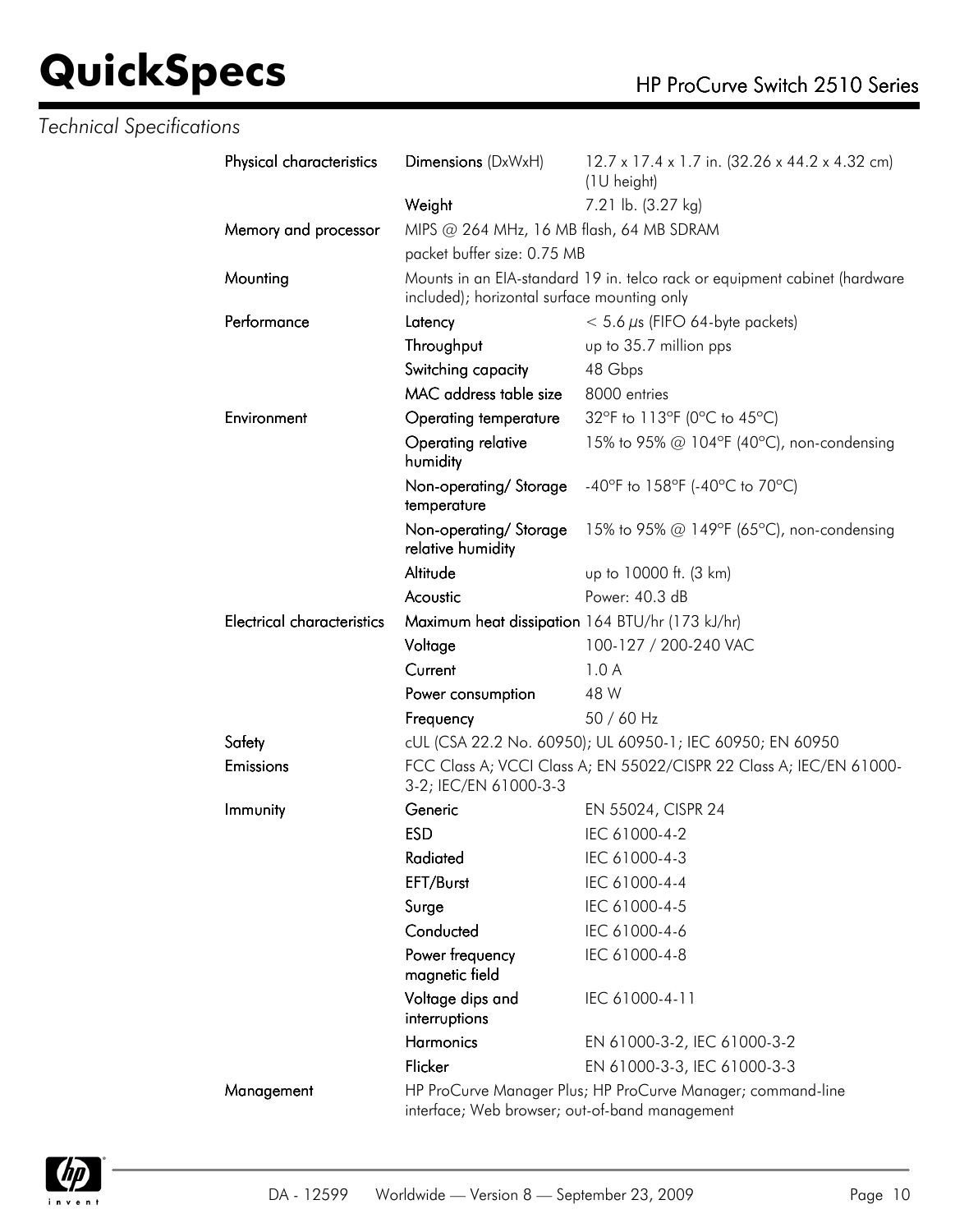## Technical Specifications

| | | |
|---|---|---|
| **Physical characteristics** | **Dimensions** (DxWxH) | 12.7 x 17.4 x 1.7 in. (32.26 x 44.2 x 4.32 cm) (1U height) |
| | **Weight** | 7.21 lb. (3.27 kg) |
| **Memory and processor** | MIPS @ 264 MHz, 16 MB flash, 64 MB SDRAM | |
| | packet buffer size: 0.75 MB | |
| **Mounting** | Mounts in an EIA-standard 19 in. telco rack or equipment cabinet (hardware included); horizontal surface mounting only | |
| **Performance** | **Latency** | < 5.6 µs (FIFO 64-byte packets) |
| | **Throughput** | up to 35.7 million pps |
| | **Switching capacity** | 48 Gbps |
| | **MAC address table size** | 8000 entries |
| **Environment** | **Operating temperature** | 32°F to 113°F (0°C to 45°C) |
| | **Operating relative humidity** | 15% to 95% @ 104°F (40°C), non-condensing |
| | **Non-operating/ Storage temperature** | -40°F to 158°F (-40°C to 70°C) |
| | **Non-operating/ Storage relative humidity** | 15% to 95% @ 149°F (65°C), non-condensing |
| | **Altitude** | up to 10000 ft. (3 km) |
| | **Acoustic** | Power: 40.3 dB |
| **Electrical characteristics** | **Maximum heat dissipation** | 164 BTU/hr (173 kJ/hr) |
| | **Voltage** | 100-127 / 200-240 VAC |
| | **Current** | 1.0 A |
| | **Power consumption** | 48 W |
| | **Frequency** | 50 / 60 Hz |
| **Safety** | cUL (CSA 22.2 No. 60950); UL 60950-1; IEC 60950; EN 60950 | |
| **Emissions** | FCC Class A; VCCI Class A; EN 55022/CISPR 22 Class A; IEC/EN 61000-3-2; IEC/EN 61000-3-3 | |
| **Immunity** | **Generic** | EN 55024, CISPR 24 |
| | **ESD** | IEC 61000-4-2 |
| | **Radiated** | IEC 61000-4-3 |
| | **EFT/Burst** | IEC 61000-4-4 |
| | **Surge** | IEC 61000-4-5 |
| | **Conducted** | IEC 61000-4-6 |
| | **Power frequency magnetic field** | IEC 61000-4-8 |
| | **Voltage dips and interruptions** | IEC 61000-4-11 |
| | **Harmonics** | EN 61000-3-2, IEC 61000-3-2 |
| | **Flicker** | EN 61000-3-3, IEC 61000-3-3 |
| **Management** | HP ProCurve Manager Plus; HP ProCurve Manager; command-line interface; Web browser; out-of-band management | |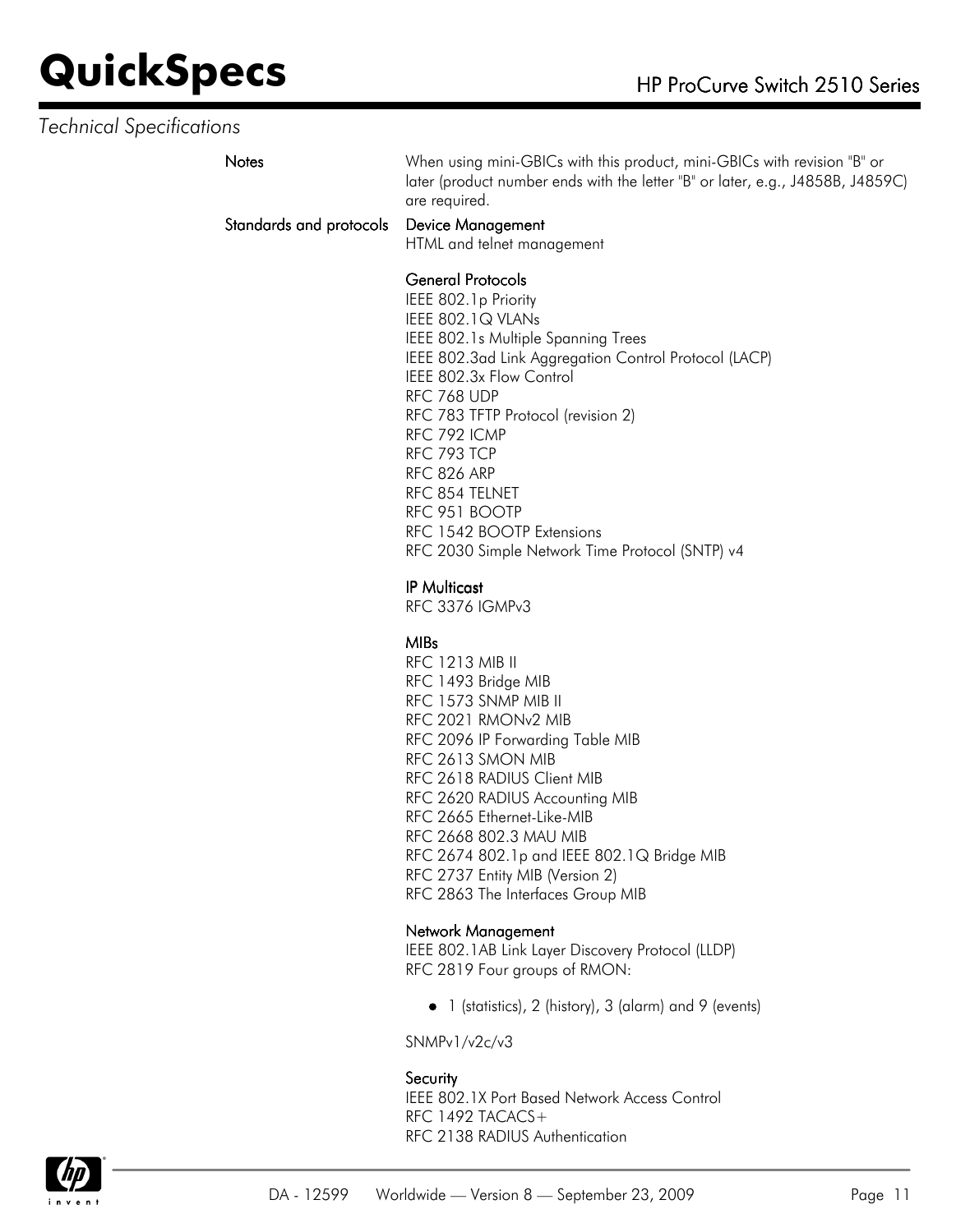*Technical Specifications*

**Notes**

When using mini-GBICs with this product, mini-GBICs with revision "B" or later (product number ends with the letter "B" or later, e.g., J4858B, J4859C) are required.

**Standards and protocols**

**Device Management**

HTML and telnet management

**General Protocols**

IEEE 802.1p Priority
IEEE 802.1Q VLANs
IEEE 802.1s Multiple Spanning Trees
IEEE 802.3ad Link Aggregation Control Protocol (LACP)
IEEE 802.3x Flow Control
RFC 768 UDP
RFC 783 TFTP Protocol (revision 2)
RFC 792 ICMP
RFC 793 TCP
RFC 826 ARP
RFC 854 TELNET
RFC 951 BOOTP
RFC 1542 BOOTP Extensions
RFC 2030 Simple Network Time Protocol (SNTP) v4

**IP Multicast**

RFC 3376 IGMPv3

**MIBs**

RFC 1213 MIB II
RFC 1493 Bridge MIB
RFC 1573 SNMP MIB II
RFC 2021 RMONv2 MIB
RFC 2096 IP Forwarding Table MIB
RFC 2613 SMON MIB
RFC 2618 RADIUS Client MIB
RFC 2620 RADIUS Accounting MIB
RFC 2665 Ethernet-Like-MIB
RFC 2668 802.3 MAU MIB
RFC 2674 802.1p and IEEE 802.1Q Bridge MIB
RFC 2737 Entity MIB (Version 2)
RFC 2863 The Interfaces Group MIB

**Network Management**

IEEE 802.1AB Link Layer Discovery Protocol (LLDP)
RFC 2819 Four groups of RMON:

- 1 (statistics), 2 (history), 3 (alarm) and 9 (events)

SNMPv1/v2c/v3

**Security**

IEEE 802.1X Port Based Network Access Control
RFC 1492 TACACS+
RFC 2138 RADIUS Authentication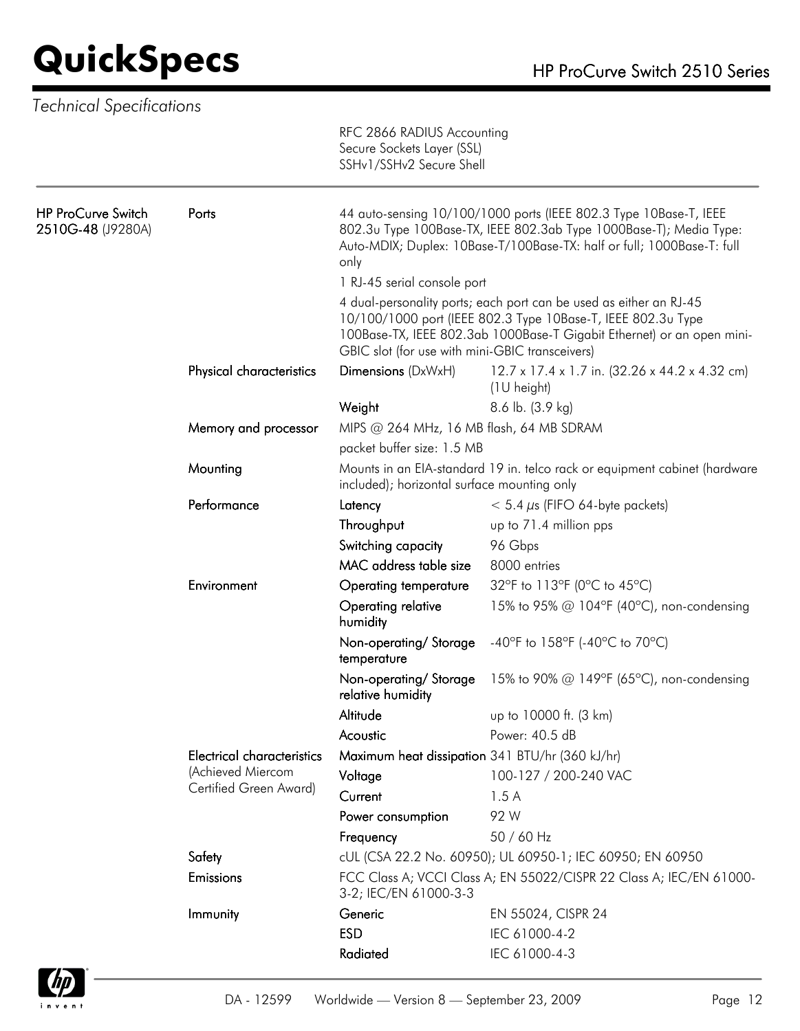*Technical Specifications*

| | | | |
|---|---|---|---|
| | | RFC 2866 RADIUS Accounting<br>Secure Sockets Layer (SSL)<br>SSHv1/SSHv2 Secure Shell | |
| **HP ProCurve Switch 2510G-48** (J9280A) | **Ports** | 44 auto-sensing 10/100/1000 ports (IEEE 802.3 Type 10Base-T, IEEE 802.3u Type 100Base-TX, IEEE 802.3ab Type 1000Base-T); Media Type: Auto-MDIX; Duplex: 10Base-T/100Base-TX: half or full; 1000Base-T: full only | |
| | | 1 RJ-45 serial console port | |
| | | 4 dual-personality ports; each port can be used as either an RJ-45 10/100/1000 port (IEEE 802.3 Type 10Base-T, IEEE 802.3u Type 100Base-TX, IEEE 802.3ab 1000Base-T Gigabit Ethernet) or an open mini-GBIC slot (for use with mini-GBIC transceivers) | |
| | **Physical characteristics** | **Dimensions** (DxWxH) | 12.7 x 17.4 x 1.7 in. (32.26 x 44.2 x 4.32 cm) (1U height) |
| | | **Weight** | 8.6 lb. (3.9 kg) |
| | **Memory and processor** | MIPS @ 264 MHz, 16 MB flash, 64 MB SDRAM | |
| | | packet buffer size: 1.5 MB | |
| | **Mounting** | Mounts in an EIA-standard 19 in. telco rack or equipment cabinet (hardware included); horizontal surface mounting only | |
| | **Performance** | **Latency** | < 5.4 µs (FIFO 64-byte packets) |
| | | **Throughput** | up to 71.4 million pps |
| | | **Switching capacity** | 96 Gbps |
| | | **MAC address table size** | 8000 entries |
| | **Environment** | **Operating temperature** | 32°F to 113°F (0°C to 45°C) |
| | | **Operating relative humidity** | 15% to 95% @ 104°F (40°C), non-condensing |
| | | **Non-operating/ Storage temperature** | -40°F to 158°F (-40°C to 70°C) |
| | | **Non-operating/ Storage relative humidity** | 15% to 90% @ 149°F (65°C), non-condensing |
| | | **Altitude** | up to 10000 ft. (3 km) |
| | | **Acoustic** | Power: 40.5 dB |
| | **Electrical characteristics** (Achieved Miercom Certified Green Award) | **Maximum heat dissipation** | 341 BTU/hr (360 kJ/hr) |
| | | **Voltage** | 100-127 / 200-240 VAC |
| | | **Current** | 1.5 A |
| | | **Power consumption** | 92 W |
| | | **Frequency** | 50 / 60 Hz |
| | **Safety** | cUL (CSA 22.2 No. 60950); UL 60950-1; IEC 60950; EN 60950 | |
| | **Emissions** | FCC Class A; VCCI Class A; EN 55022/CISPR 22 Class A; IEC/EN 61000-3-2; IEC/EN 61000-3-3 | |
| | **Immunity** | **Generic** | EN 55024, CISPR 24 |
| | | **ESD** | IEC 61000-4-2 |
| | | **Radiated** | IEC 61000-4-3 |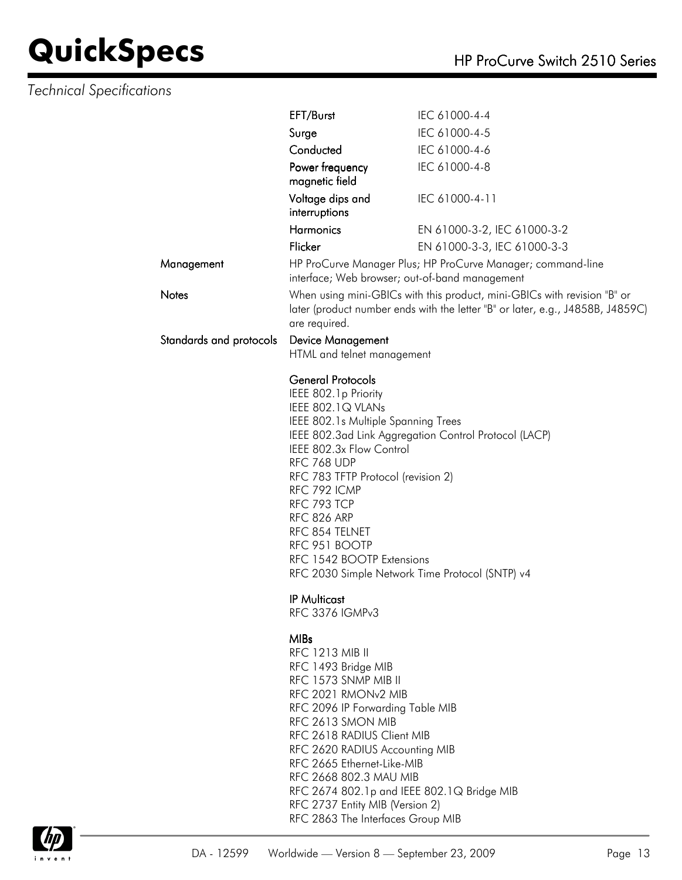*Technical Specifications*

| | | |
|---|---|---|
| | EFT/Burst | IEC 61000-4-4 |
| | Surge | IEC 61000-4-5 |
| | Conducted | IEC 61000-4-6 |
| | Power frequency magnetic field | IEC 61000-4-8 |
| | Voltage dips and interruptions | IEC 61000-4-11 |
| | Harmonics | EN 61000-3-2, IEC 61000-3-2 |
| | Flicker | EN 61000-3-3, IEC 61000-3-3 |

**Management**

HP ProCurve Manager Plus; HP ProCurve Manager; command-line interface; Web browser; out-of-band management

**Notes**

When using mini-GBICs with this product, mini-GBICs with revision "B" or later (product number ends with the letter "B" or later, e.g., J4858B, J4859C) are required.

**Standards and protocols**

**Device Management**

HTML and telnet management

**General Protocols**

IEEE 802.1p Priority
IEEE 802.1Q VLANs
IEEE 802.1s Multiple Spanning Trees
IEEE 802.3ad Link Aggregation Control Protocol (LACP)
IEEE 802.3x Flow Control
RFC 768 UDP
RFC 783 TFTP Protocol (revision 2)
RFC 792 ICMP
RFC 793 TCP
RFC 826 ARP
RFC 854 TELNET
RFC 951 BOOTP
RFC 1542 BOOTP Extensions
RFC 2030 Simple Network Time Protocol (SNTP) v4

**IP Multicast**

RFC 3376 IGMPv3

**MIBs**

RFC 1213 MIB II
RFC 1493 Bridge MIB
RFC 1573 SNMP MIB II
RFC 2021 RMONv2 MIB
RFC 2096 IP Forwarding Table MIB
RFC 2613 SMON MIB
RFC 2618 RADIUS Client MIB
RFC 2620 RADIUS Accounting MIB
RFC 2665 Ethernet-Like-MIB
RFC 2668 802.3 MAU MIB
RFC 2674 802.1p and IEEE 802.1Q Bridge MIB
RFC 2737 Entity MIB (Version 2)
RFC 2863 The Interfaces Group MIB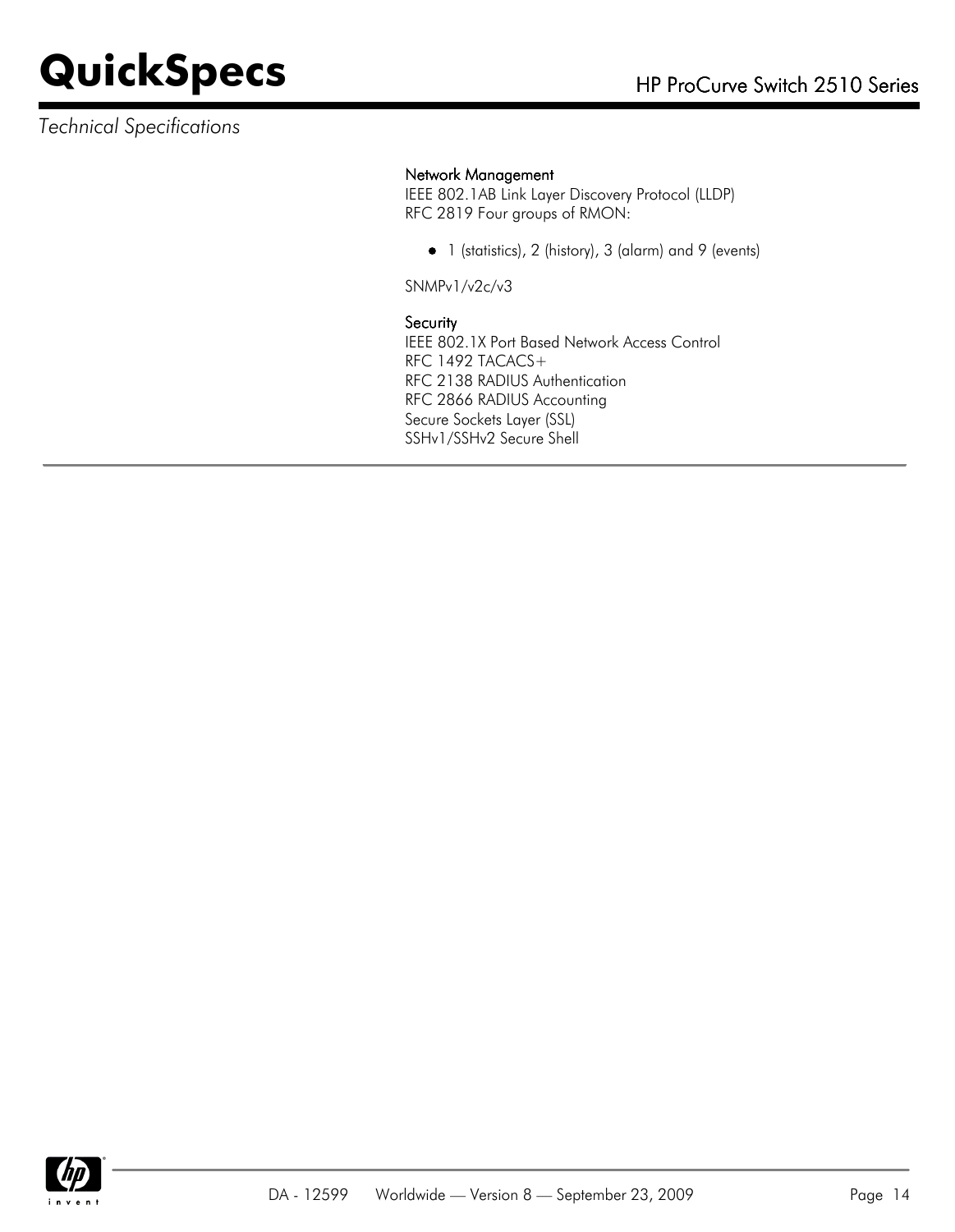*Technical Specifications*

**Network Management**

IEEE 802.1AB Link Layer Discovery Protocol (LLDP)
RFC 2819 Four groups of RMON:

- 1 (statistics), 2 (history), 3 (alarm) and 9 (events)

SNMPv1/v2c/v3

**Security**

IEEE 802.1X Port Based Network Access Control
RFC 1492 TACACS+
RFC 2138 RADIUS Authentication
RFC 2866 RADIUS Accounting
Secure Sockets Layer (SSL)
SSHv1/SSHv2 Secure Shell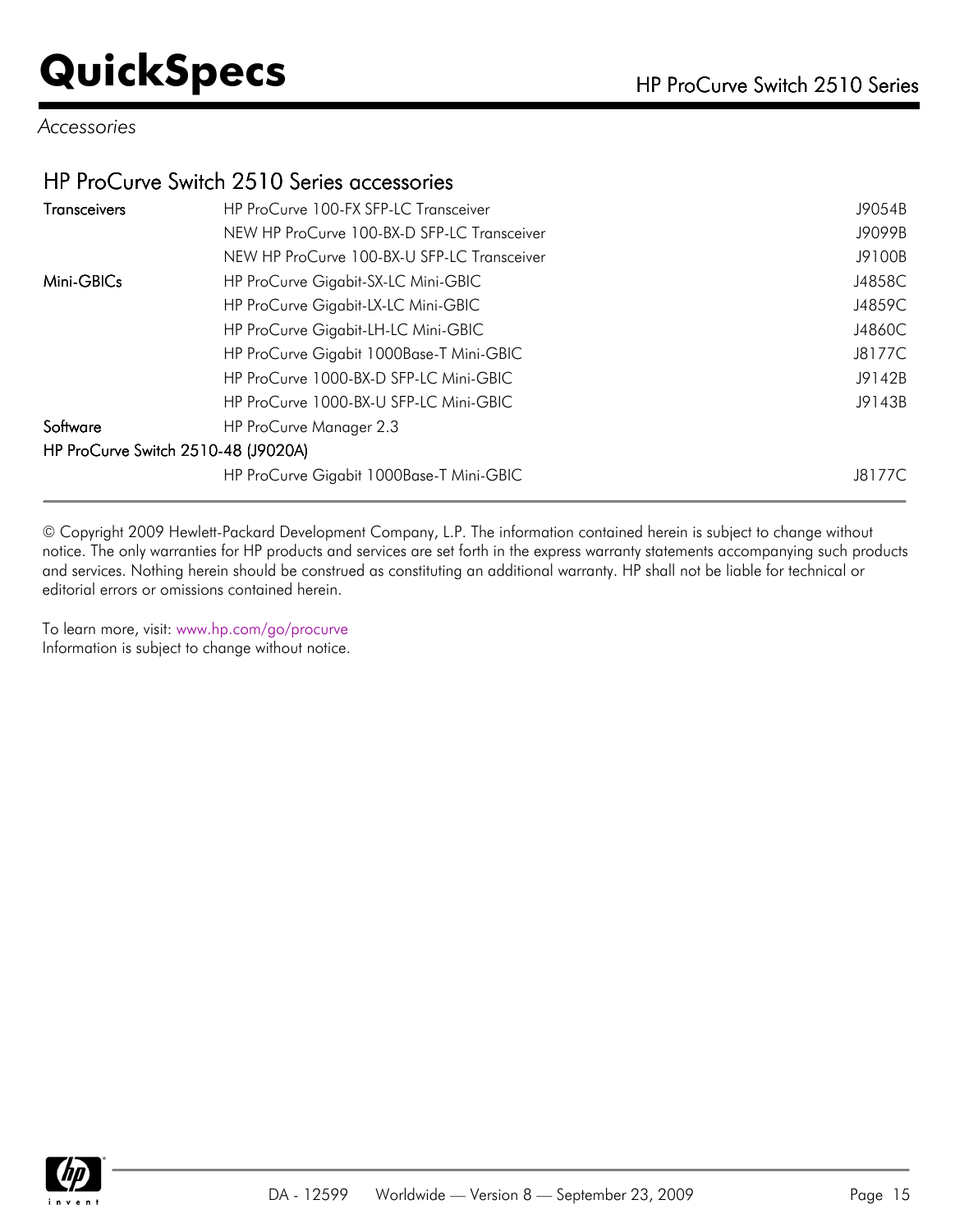*Accessories*

## HP ProCurve Switch 2510 Series accessories

| | | |
|---|---|---|
| **Transceivers** | HP ProCurve 100-FX SFP-LC Transceiver | J9054B |
| | NEW HP ProCurve 100-BX-D SFP-LC Transceiver | J9099B |
| | NEW HP ProCurve 100-BX-U SFP-LC Transceiver | J9100B |
| **Mini-GBICs** | HP ProCurve Gigabit-SX-LC Mini-GBIC | J4858C |
| | HP ProCurve Gigabit-LX-LC Mini-GBIC | J4859C |
| | HP ProCurve Gigabit-LH-LC Mini-GBIC | J4860C |
| | HP ProCurve Gigabit 1000Base-T Mini-GBIC | J8177C |
| | HP ProCurve 1000-BX-D SFP-LC Mini-GBIC | J9142B |
| | HP ProCurve 1000-BX-U SFP-LC Mini-GBIC | J9143B |
| **Software** | HP ProCurve Manager 2.3 | |
| **HP ProCurve Switch 2510-48 (J9020A)** | | |
| | HP ProCurve Gigabit 1000Base-T Mini-GBIC | J8177C |

© Copyright 2009 Hewlett-Packard Development Company, L.P. The information contained herein is subject to change without notice. The only warranties for HP products and services are set forth in the express warranty statements accompanying such products and services. Nothing herein should be construed as constituting an additional warranty. HP shall not be liable for technical or editorial errors or omissions contained herein.

To learn more, visit: www.hp.com/go/procurve
Information is subject to change without notice.

DA - 12599 Worldwide — Version 8 — September 23, 2009